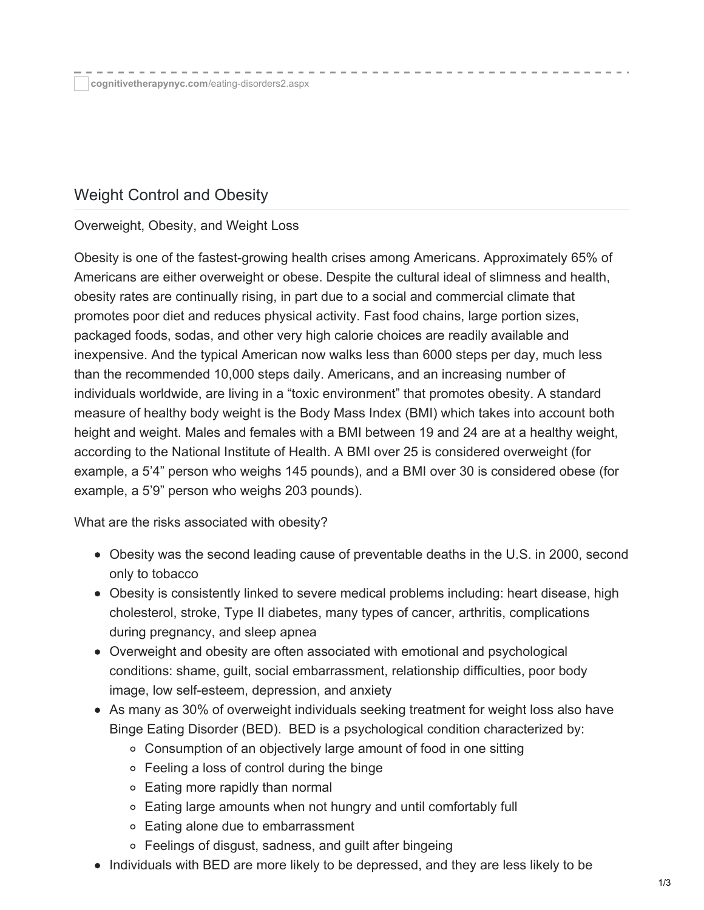cognitivetherapynyc.com/eating-disorders2.aspx

## Weight Control and Obesity

### Overweight, Obesity, and Weight Loss

Obesity is one of the fastest-growing health crises among Americans. Approximately 65% of Americans are either overweight or obese. Despite the cultural ideal of slimness and health, obesity rates are continually rising, in part due to a social and commercial climate that promotes poor diet and reduces physical activity. Fast food chains, large portion sizes, packaged foods, sodas, and other very high calorie choices are readily available and inexpensive. And the typical American now walks less than 6000 steps per day, much less than the recommended 10,000 steps daily. Americans, and an increasing number of individuals worldwide, are living in a “toxic environment” that promotes obesity. A standard measure of healthy body weight is the Body Mass Index (BMI) which takes into account both height and weight. Males and females with a BMI between 19 and 24 are at a healthy weight, according to the National Institute of Health. A BMI over 25 is considered overweight (for example, a 5’4” person who weighs 145 pounds), and a BMI over 30 is considered obese (for example, a 5’9” person who weighs 203 pounds).

What are the risks associated with obesity?

- Obesity was the second leading cause of preventable deaths in the U.S. in 2000, second only to tobacco
- Obesity is consistently linked to severe medical problems including: heart disease, high cholesterol, stroke, Type II diabetes, many types of cancer, arthritis, complications during pregnancy, and sleep apnea
- Overweight and obesity are often associated with emotional and psychological conditions: shame, guilt, social embarrassment, relationship difficulties, poor body image, low self-esteem, depression, and anxiety
- As many as 30% of overweight individuals seeking treatment for weight loss also have Binge Eating Disorder (BED). BED is a psychological condition characterized by:
  - Consumption of an objectively large amount of food in one sitting
  - Feeling a loss of control during the binge
  - Eating more rapidly than normal
  - Eating large amounts when not hungry and until comfortably full
  - Eating alone due to embarrassment
  - Feelings of disgust, sadness, and guilt after bingeing
- Individuals with BED are more likely to be depressed, and they are less likely to be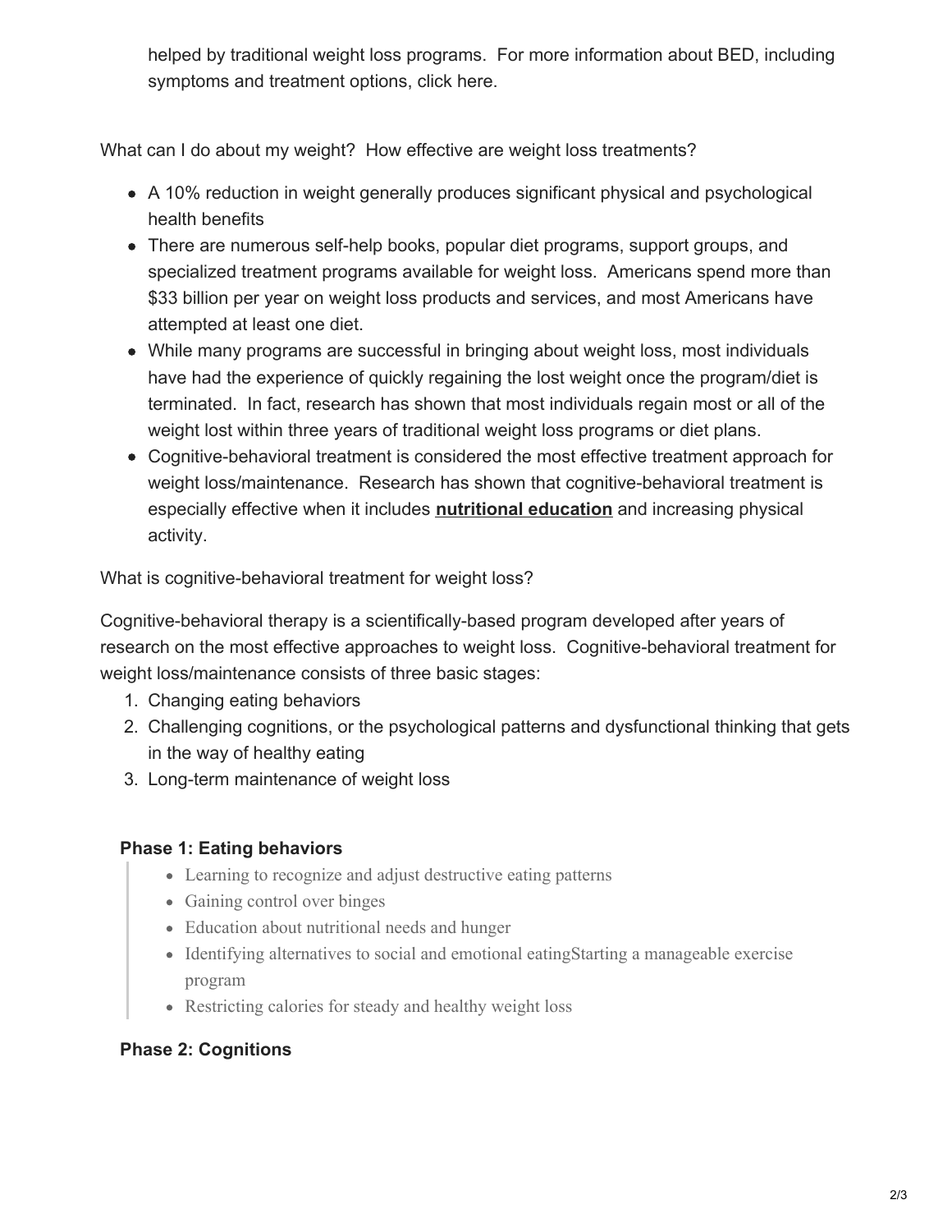helped by traditional weight loss programs.  For more information about BED, including symptoms and treatment options, click here.

What can I do about my weight?  How effective are weight loss treatments?

- A 10% reduction in weight generally produces significant physical and psychological health benefits
- There are numerous self-help books, popular diet programs, support groups, and specialized treatment programs available for weight loss.  Americans spend more than $33 billion per year on weight loss products and services, and most Americans have attempted at least one diet.
- While many programs are successful in bringing about weight loss, most individuals have had the experience of quickly regaining the lost weight once the program/diet is terminated.  In fact, research has shown that most individuals regain most or all of the weight lost within three years of traditional weight loss programs or diet plans.
- Cognitive-behavioral treatment is considered the most effective treatment approach for weight loss/maintenance.  Research has shown that cognitive-behavioral treatment is especially effective when it includes **nutritional education** and increasing physical activity.

What is cognitive-behavioral treatment for weight loss?

Cognitive-behavioral therapy is a scientifically-based program developed after years of research on the most effective approaches to weight loss.  Cognitive-behavioral treatment for weight loss/maintenance consists of three basic stages:

1. Changing eating behaviors
2. Challenging cognitions, or the psychological patterns and dysfunctional thinking that gets in the way of healthy eating
3. Long-term maintenance of weight loss

**Phase 1: Eating behaviors**

> - Learning to recognize and adjust destructive eating patterns
> - Gaining control over binges
> - Education about nutritional needs and hunger
> - Identifying alternatives to social and emotional eatingStarting a manageable exercise program
> - Restricting calories for steady and healthy weight loss

**Phase 2: Cognitions**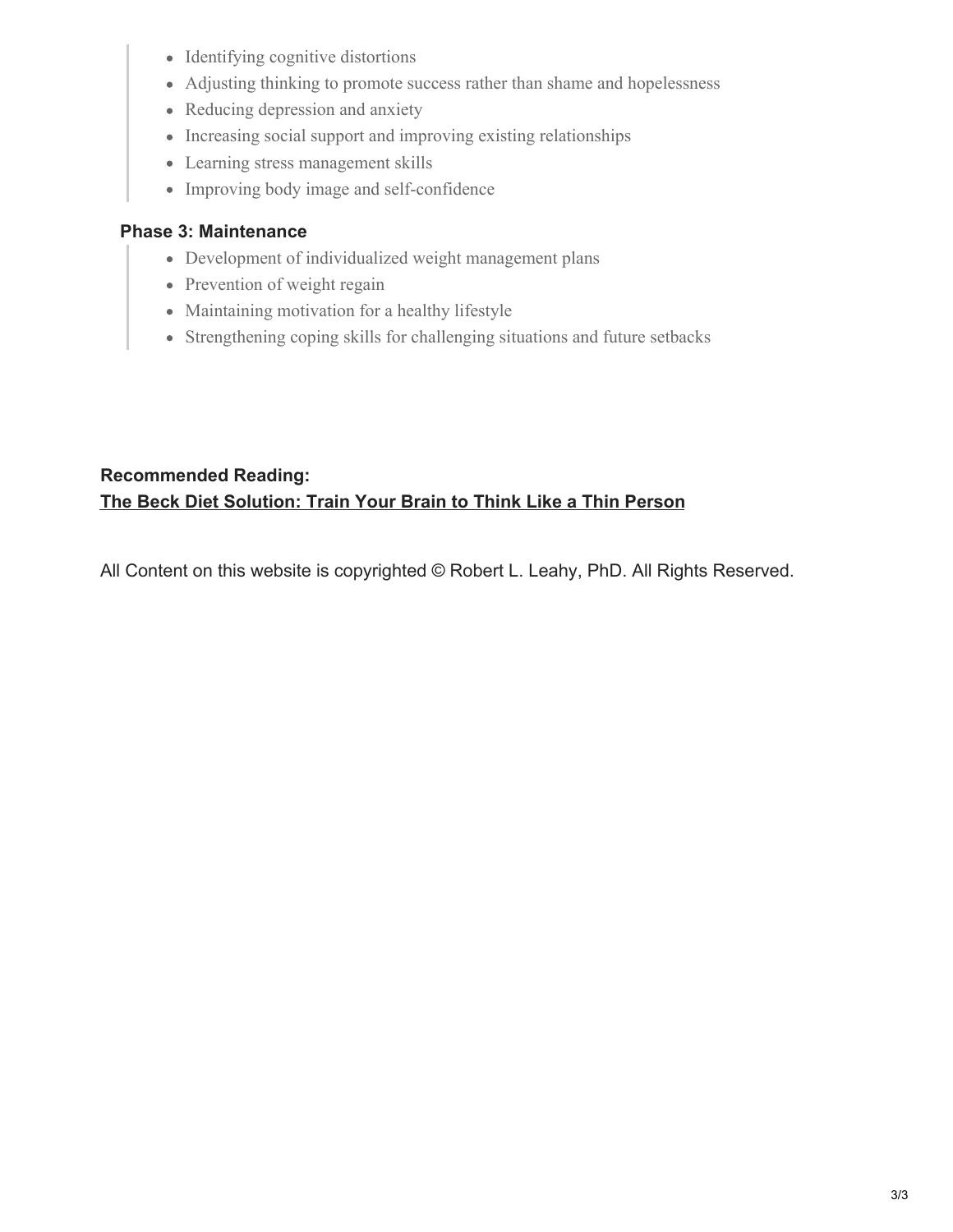- Identifying cognitive distortions
- Adjusting thinking to promote success rather than shame and hopelessness
- Reducing depression and anxiety
- Increasing social support and improving existing relationships
- Learning stress management skills
- Improving body image and self-confidence

**Phase 3: Maintenance**

- Development of individualized weight management plans
- Prevention of weight regain
- Maintaining motivation for a healthy lifestyle
- Strengthening coping skills for challenging situations and future setbacks

**Recommended Reading:**
**The Beck Diet Solution: Train Your Brain to Think Like a Thin Person**

All Content on this website is copyrighted © Robert L. Leahy, PhD. All Rights Reserved.